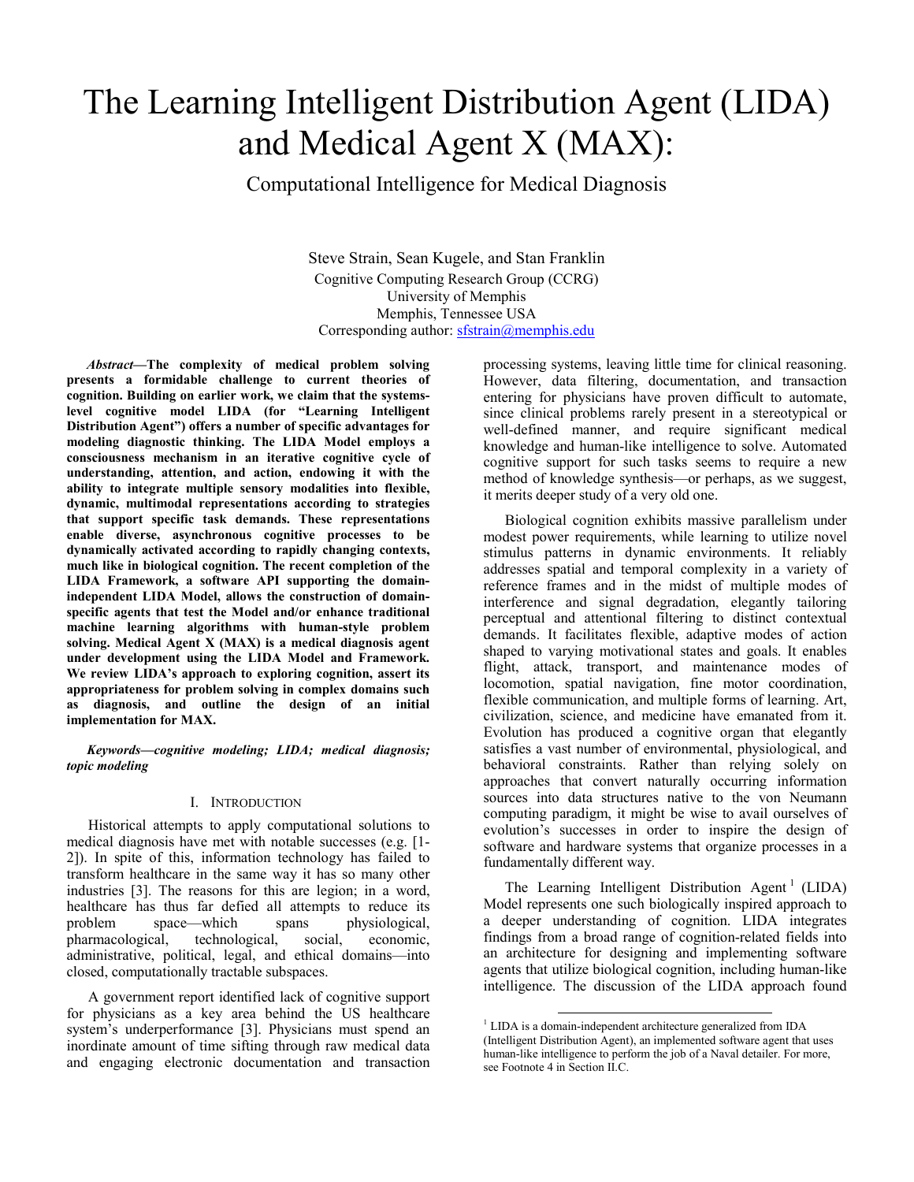# The Learning Intelligent Distribution Agent (LIDA) and Medical Agent X (MAX):

## Computational Intelligence for Medical Diagnosis

Steve Strain, Sean Kugele, and Stan Franklin
Cognitive Computing Research Group (CCRG)
University of Memphis
Memphis, Tennessee USA
Corresponding author: sfstrain@memphis.edu

***Abstract*—The complexity of medical problem solving presents a formidable challenge to current theories of cognition. Building on earlier work, we claim that the systems-level cognitive model LIDA (for "Learning Intelligent Distribution Agent") offers a number of specific advantages for modeling diagnostic thinking. The LIDA Model employs a consciousness mechanism in an iterative cognitive cycle of understanding, attention, and action, endowing it with the ability to integrate multiple sensory modalities into flexible, dynamic, multimodal representations according to strategies that support specific task demands. These representations enable diverse, asynchronous cognitive processes to be dynamically activated according to rapidly changing contexts, much like in biological cognition. The recent completion of the LIDA Framework, a software API supporting the domain-independent LIDA Model, allows the construction of domain-specific agents that test the Model and/or enhance traditional machine learning algorithms with human-style problem solving. Medical Agent X (MAX) is a medical diagnosis agent under development using the LIDA Model and Framework. We review LIDA's approach to exploring cognition, assert its appropriateness for problem solving in complex domains such as diagnosis, and outline the design of an initial implementation for MAX.**

***Keywords—cognitive modeling; LIDA; medical diagnosis; topic modeling***

### I. Introduction

Historical attempts to apply computational solutions to medical diagnosis have met with notable successes (e.g. [1-2]). In spite of this, information technology has failed to transform healthcare in the same way it has so many other industries [3]. The reasons for this are legion; in a word, healthcare has thus far defied all attempts to reduce its problem space—which spans physiological, pharmacological, technological, social, economic, administrative, political, legal, and ethical domains—into closed, computationally tractable subspaces.

A government report identified lack of cognitive support for physicians as a key area behind the US healthcare system's underperformance [3]. Physicians must spend an inordinate amount of time sifting through raw medical data and engaging electronic documentation and transaction processing systems, leaving little time for clinical reasoning. However, data filtering, documentation, and transaction entering for physicians have proven difficult to automate, since clinical problems rarely present in a stereotypical or well-defined manner, and require significant medical knowledge and human-like intelligence to solve. Automated cognitive support for such tasks seems to require a new method of knowledge synthesis—or perhaps, as we suggest, it merits deeper study of a very old one.

Biological cognition exhibits massive parallelism under modest power requirements, while learning to utilize novel stimulus patterns in dynamic environments. It reliably addresses spatial and temporal complexity in a variety of reference frames and in the midst of multiple modes of interference and signal degradation, elegantly tailoring perceptual and attentional filtering to distinct contextual demands. It facilitates flexible, adaptive modes of action shaped to varying motivational states and goals. It enables flight, attack, transport, and maintenance modes of locomotion, spatial navigation, fine motor coordination, flexible communication, and multiple forms of learning. Art, civilization, science, and medicine have emanated from it. Evolution has produced a cognitive organ that elegantly satisfies a vast number of environmental, physiological, and behavioral constraints. Rather than relying solely on approaches that convert naturally occurring information sources into data structures native to the von Neumann computing paradigm, it might be wise to avail ourselves of evolution's successes in order to inspire the design of software and hardware systems that organize processes in a fundamentally different way.

The Learning Intelligent Distribution Agent [1] (LIDA) Model represents one such biologically inspired approach to a deeper understanding of cognition. LIDA integrates findings from a broad range of cognition-related fields into an architecture for designing and implementing software agents that utilize biological cognition, including human-like intelligence. The discussion of the LIDA approach found

[1] LIDA is a domain-independent architecture generalized from IDA (Intelligent Distribution Agent), an implemented software agent that uses human-like intelligence to perform the job of a Naval detailer. For more, see Footnote 4 in Section II.C.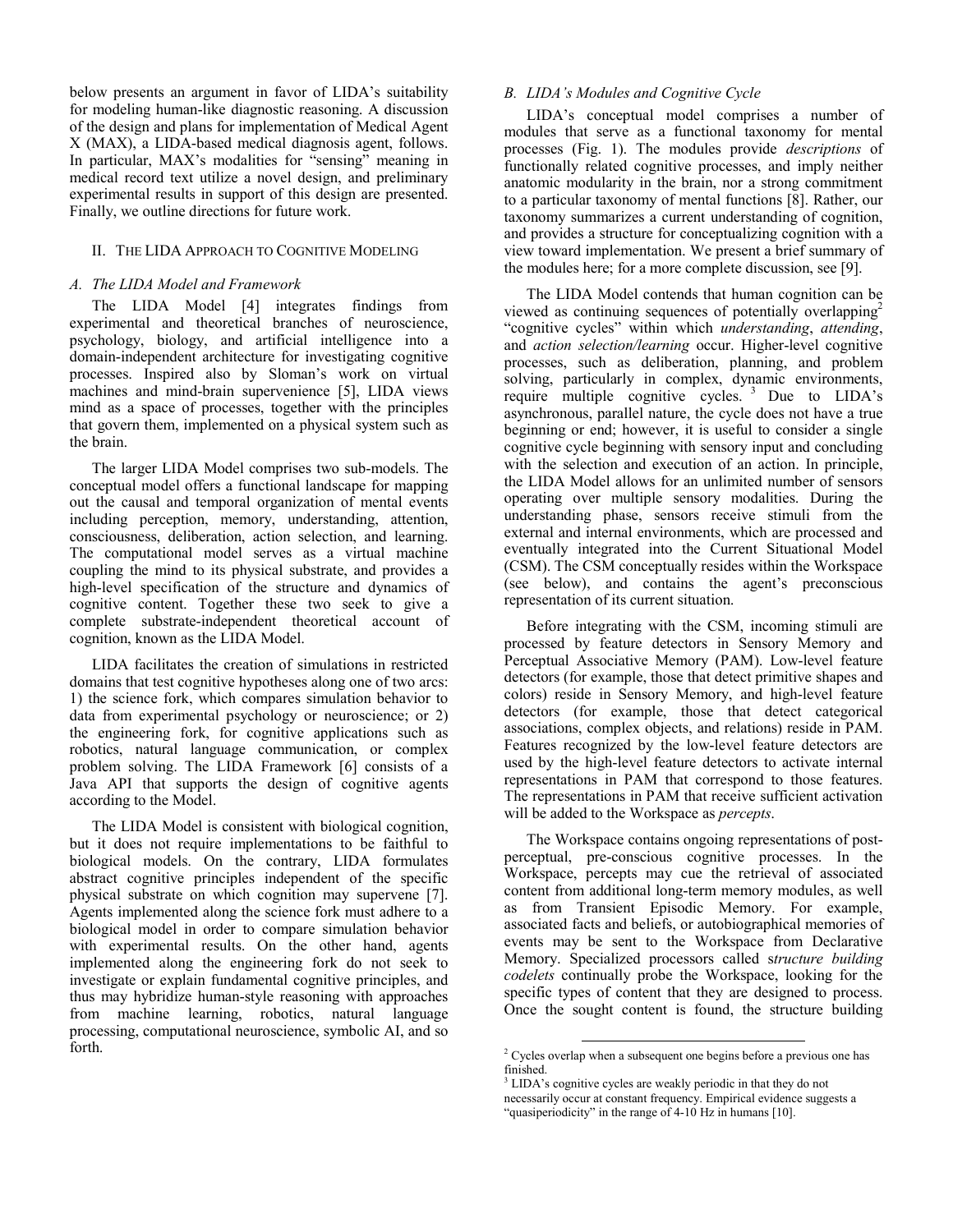below presents an argument in favor of LIDA's suitability for modeling human-like diagnostic reasoning. A discussion of the design and plans for implementation of Medical Agent X (MAX), a LIDA-based medical diagnosis agent, follows. In particular, MAX's modalities for "sensing" meaning in medical record text utilize a novel design, and preliminary experimental results in support of this design are presented. Finally, we outline directions for future work.

## II. The LIDA Approach to Cognitive Modeling

### A. The LIDA Model and Framework

The LIDA Model [4] integrates findings from experimental and theoretical branches of neuroscience, psychology, biology, and artificial intelligence into a domain-independent architecture for investigating cognitive processes. Inspired also by Sloman's work on virtual machines and mind-brain supervenience [5], LIDA views mind as a space of processes, together with the principles that govern them, implemented on a physical system such as the brain.

The larger LIDA Model comprises two sub-models. The conceptual model offers a functional landscape for mapping out the causal and temporal organization of mental events including perception, memory, understanding, attention, consciousness, deliberation, action selection, and learning. The computational model serves as a virtual machine coupling the mind to its physical substrate, and provides a high-level specification of the structure and dynamics of cognitive content. Together these two seek to give a complete substrate-independent theoretical account of cognition, known as the LIDA Model.

LIDA facilitates the creation of simulations in restricted domains that test cognitive hypotheses along one of two arcs: 1) the science fork, which compares simulation behavior to data from experimental psychology or neuroscience; or 2) the engineering fork, for cognitive applications such as robotics, natural language communication, or complex problem solving. The LIDA Framework [6] consists of a Java API that supports the design of cognitive agents according to the Model.

The LIDA Model is consistent with biological cognition, but it does not require implementations to be faithful to biological models. On the contrary, LIDA formulates abstract cognitive principles independent of the specific physical substrate on which cognition may supervene [7]. Agents implemented along the science fork must adhere to a biological model in order to compare simulation behavior with experimental results. On the other hand, agents implemented along the engineering fork do not seek to investigate or explain fundamental cognitive principles, and thus may hybridize human-style reasoning with approaches from machine learning, robotics, natural language processing, computational neuroscience, symbolic AI, and so forth.

### B. LIDA's Modules and Cognitive Cycle

LIDA's conceptual model comprises a number of modules that serve as a functional taxonomy for mental processes (Fig. 1). The modules provide *descriptions* of functionally related cognitive processes, and imply neither anatomic modularity in the brain, nor a strong commitment to a particular taxonomy of mental functions [8]. Rather, our taxonomy summarizes a current understanding of cognition, and provides a structure for conceptualizing cognition with a view toward implementation. We present a brief summary of the modules here; for a more complete discussion, see [9].

The LIDA Model contends that human cognition can be viewed as continuing sequences of potentially overlapping[2] "cognitive cycles" within which *understanding*, *attending*, and *action selection/learning* occur. Higher-level cognitive processes, such as deliberation, planning, and problem solving, particularly in complex, dynamic environments, require multiple cognitive cycles. [3] Due to LIDA's asynchronous, parallel nature, the cycle does not have a true beginning or end; however, it is useful to consider a single cognitive cycle beginning with sensory input and concluding with the selection and execution of an action. In principle, the LIDA Model allows for an unlimited number of sensors operating over multiple sensory modalities. During the understanding phase, sensors receive stimuli from the external and internal environments, which are processed and eventually integrated into the Current Situational Model (CSM). The CSM conceptually resides within the Workspace (see below), and contains the agent's preconscious representation of its current situation.

Before integrating with the CSM, incoming stimuli are processed by feature detectors in Sensory Memory and Perceptual Associative Memory (PAM). Low-level feature detectors (for example, those that detect primitive shapes and colors) reside in Sensory Memory, and high-level feature detectors (for example, those that detect categorical associations, complex objects, and relations) reside in PAM. Features recognized by the low-level feature detectors are used by the high-level feature detectors to activate internal representations in PAM that correspond to those features. The representations in PAM that receive sufficient activation will be added to the Workspace as *percepts*.

The Workspace contains ongoing representations of post-perceptual, pre-conscious cognitive processes. In the Workspace, percepts may cue the retrieval of associated content from additional long-term memory modules, as well as from Transient Episodic Memory. For example, associated facts and beliefs, or autobiographical memories of events may be sent to the Workspace from Declarative Memory. Specialized processors called *structure building codelets* continually probe the Workspace, looking for the specific types of content that they are designed to process. Once the sought content is found, the structure building

[2] Cycles overlap when a subsequent one begins before a previous one has finished.

[3] LIDA's cognitive cycles are weakly periodic in that they do not necessarily occur at constant frequency. Empirical evidence suggests a "quasiperiodicity" in the range of 4-10 Hz in humans [10].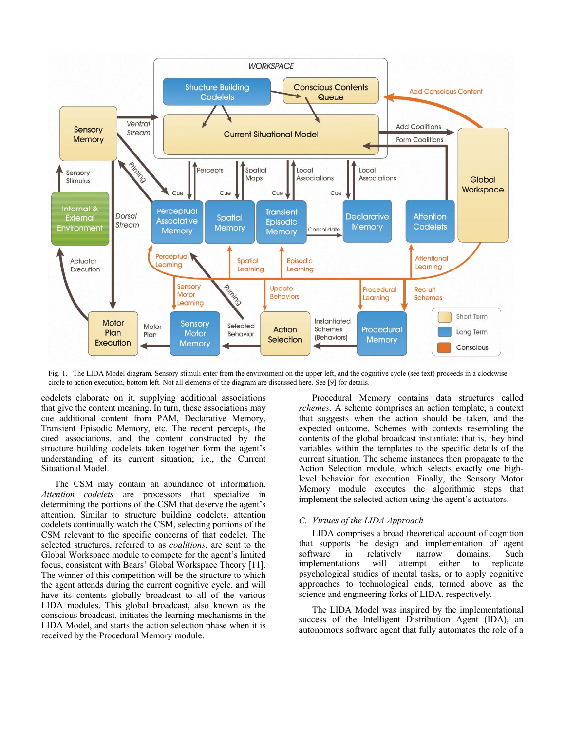WORKSPACE

Structure Building Codelets

Conscious Contents Queue

Current Situational Model

Sensory Memory

Ventral Stream

Priming

Sensory Stimulus

Internal & External Environment

Dorsal Stream

Actuator Execution

Add Conscious Content

Add Coalitions

Form Coalitions

Global Workspace

Percepts

Spatial Maps

Local Associations

Local Associations

Cue

Cue

Cue

Cue

Perceptual Associative Memory

Spatial Memory

Transient Episodic Memory

Consolidate

Declarative Memory

Attention Codelets

Perceptual Learning

Spatial Learning

Episodic Learning

Attentional Learning

Sensory Motor Learning

Priming

Update Behaviors

Procedural Learning

Recruit Schemes

Motor Plan Execution

Motor Plan

Sensory Motor Memory

Selected Behavior

Action Selection

Instantiated Schemes (Behaviors)

Procedural Memory

Short Term

Long Term

Conscious

Fig. 1. The LIDA Model diagram. Sensory stimuli enter from the environment on the upper left, and the cognitive cycle (see text) proceeds in a clockwise circle to action execution, bottom left. Not all elements of the diagram are discussed here. See [9] for details.

codelets elaborate on it, supplying additional associations that give the content meaning. In turn, these associations may cue additional content from PAM, Declarative Memory, Transient Episodic Memory, etc. The recent percepts, the cued associations, and the content constructed by the structure building codelets taken together form the agent's understanding of its current situation; i.e., the Current Situational Model.

The CSM may contain an abundance of information. *Attention codelets* are processors that specialize in determining the portions of the CSM that deserve the agent's attention. Similar to structure building codelets, attention codelets continually watch the CSM, selecting portions of the CSM relevant to the specific concerns of that codelet. The selected structures, referred to as *coalitions*, are sent to the Global Workspace module to compete for the agent's limited focus, consistent with Baars' Global Workspace Theory [11]. The winner of this competition will be the structure to which the agent attends during the current cognitive cycle, and will have its contents globally broadcast to all of the various LIDA modules. This global broadcast, also known as the conscious broadcast, initiates the learning mechanisms in the LIDA Model, and starts the action selection phase when it is received by the Procedural Memory module.

Procedural Memory contains data structures called *schemes*. A scheme comprises an action template, a context that suggests when the action should be taken, and the expected outcome. Schemes with contexts resembling the contents of the global broadcast instantiate; that is, they bind variables within the templates to the specific details of the current situation. The scheme instances then propagate to the Action Selection module, which selects exactly one high-level behavior for execution. Finally, the Sensory Motor Memory module executes the algorithmic steps that implement the selected action using the agent's actuators.

### C. *Virtues of the LIDA Approach*

LIDA comprises a broad theoretical account of cognition that supports the design and implementation of agent software in relatively narrow domains. Such implementations will attempt either to replicate psychological studies of mental tasks, or to apply cognitive approaches to technological ends, termed above as the science and engineering forks of LIDA, respectively.

The LIDA Model was inspired by the implementational success of the Intelligent Distribution Agent (IDA), an autonomous software agent that fully automates the role of a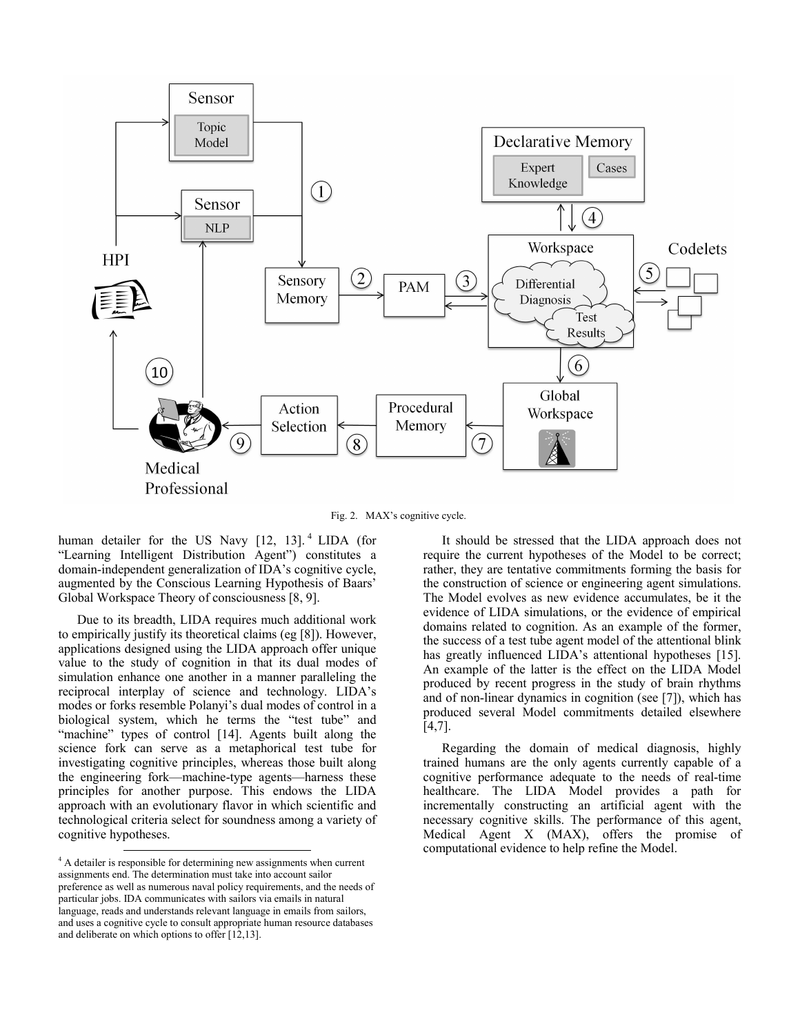Fig. 2. MAX's cognitive cycle.

human detailer for the US Navy [12, 13].[4] LIDA (for "Learning Intelligent Distribution Agent") constitutes a domain-independent generalization of IDA's cognitive cycle, augmented by the Conscious Learning Hypothesis of Baars' Global Workspace Theory of consciousness [8, 9].

Due to its breadth, LIDA requires much additional work to empirically justify its theoretical claims (eg [8]). However, applications designed using the LIDA approach offer unique value to the study of cognition in that its dual modes of simulation enhance one another in a manner paralleling the reciprocal interplay of science and technology. LIDA's modes or forks resemble Polanyi's dual modes of control in a biological system, which he terms the "test tube" and "machine" types of control [14]. Agents built along the science fork can serve as a metaphorical test tube for investigating cognitive principles, whereas those built along the engineering fork—machine-type agents—harness these principles for another purpose. This endows the LIDA approach with an evolutionary flavor in which scientific and technological criteria select for soundness among a variety of cognitive hypotheses.

It should be stressed that the LIDA approach does not require the current hypotheses of the Model to be correct; rather, they are tentative commitments forming the basis for the construction of science or engineering agent simulations. The Model evolves as new evidence accumulates, be it the evidence of LIDA simulations, or the evidence of empirical domains related to cognition. As an example of the former, the success of a test tube agent model of the attentional blink has greatly influenced LIDA's attentional hypotheses [15]. An example of the latter is the effect on the LIDA Model produced by recent progress in the study of brain rhythms and of non-linear dynamics in cognition (see [7]), which has produced several Model commitments detailed elsewhere [4,7].

Regarding the domain of medical diagnosis, highly trained humans are the only agents currently capable of a cognitive performance adequate to the needs of real-time healthcare. The LIDA Model provides a path for incrementally constructing an artificial agent with the necessary cognitive skills. The performance of this agent, Medical Agent X (MAX), offers the promise of computational evidence to help refine the Model.

---

[4] A detailer is responsible for determining new assignments when current assignments end. The determination must take into account sailor preference as well as numerous naval policy requirements, and the needs of particular jobs. IDA communicates with sailors via emails in natural language, reads and understands relevant language in emails from sailors, and uses a cognitive cycle to consult appropriate human resource databases and deliberate on which options to offer [12,13].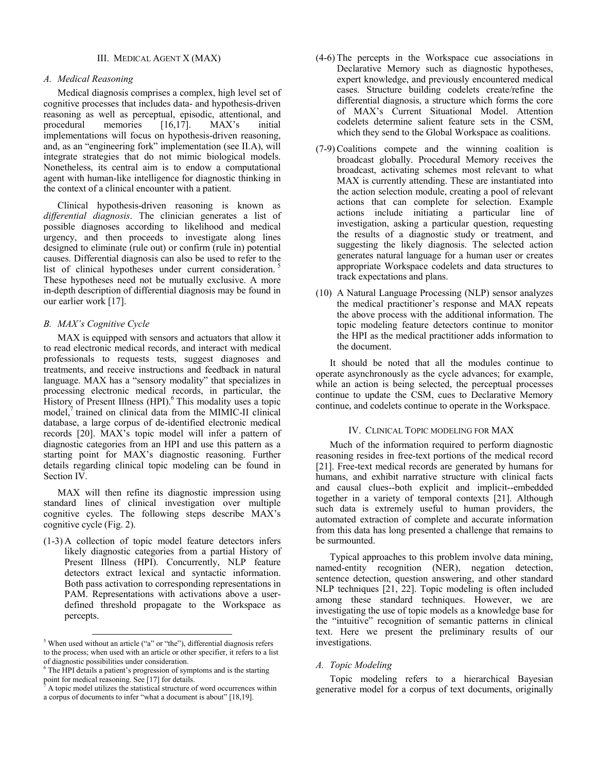## III. Medical Agent X (MAX)

### *A. Medical Reasoning*

Medical diagnosis comprises a complex, high level set of cognitive processes that includes data- and hypothesis-driven reasoning as well as perceptual, episodic, attentional, and procedural memories [16,17]. MAX's initial implementations will focus on hypothesis-driven reasoning, and, as an "engineering fork" implementation (see II.A), will integrate strategies that do not mimic biological models. Nonetheless, its central aim is to endow a computational agent with human-like intelligence for diagnostic thinking in the context of a clinical encounter with a patient.

Clinical hypothesis-driven reasoning is known as *differential diagnosis*. The clinician generates a list of possible diagnoses according to likelihood and medical urgency, and then proceeds to investigate along lines designed to eliminate (rule out) or confirm (rule in) potential causes. Differential diagnosis can also be used to refer to the list of clinical hypotheses under current consideration. [5] These hypotheses need not be mutually exclusive. A more in-depth description of differential diagnosis may be found in our earlier work [17].

### *B. MAX's Cognitive Cycle*

MAX is equipped with sensors and actuators that allow it to read electronic medical records, and interact with medical professionals to requests tests, suggest diagnoses and treatments, and receive instructions and feedback in natural language. MAX has a "sensory modality" that specializes in processing electronic medical records, in particular, the History of Present Illness (HPI).[6] This modality uses a topic model,[7] trained on clinical data from the MIMIC-II clinical database, a large corpus of de-identified electronic medical records [20]. MAX's topic model will infer a pattern of diagnostic categories from an HPI and use this pattern as a starting point for MAX's diagnostic reasoning. Further details regarding clinical topic modeling can be found in Section IV.

MAX will then refine its diagnostic impression using standard lines of clinical investigation over multiple cognitive cycles. The following steps describe MAX's cognitive cycle (Fig. 2).

(1-3) A collection of topic model feature detectors infers likely diagnostic categories from a partial History of Present Illness (HPI). Concurrently, NLP feature detectors extract lexical and syntactic information. Both pass activation to corresponding representations in PAM. Representations with activations above a user-defined threshold propagate to the Workspace as percepts.

(4-6) The percepts in the Workspace cue associations in Declarative Memory such as diagnostic hypotheses, expert knowledge, and previously encountered medical cases. Structure building codelets create/refine the differential diagnosis, a structure which forms the core of MAX's Current Situational Model. Attention codelets determine salient feature sets in the CSM, which they send to the Global Workspace as coalitions.

(7-9) Coalitions compete and the winning coalition is broadcast globally. Procedural Memory receives the broadcast, activating schemes most relevant to what MAX is currently attending. These are instantiated into the action selection module, creating a pool of relevant actions that can complete for selection. Example actions include initiating a particular line of investigation, asking a particular question, requesting the results of a diagnostic study or treatment, and suggesting the likely diagnosis. The selected action generates natural language for a human user or creates appropriate Workspace codelets and data structures to track expectations and plans.

(10) A Natural Language Processing (NLP) sensor analyzes the medical practitioner's response and MAX repeats the above process with the additional information. The topic modeling feature detectors continue to monitor the HPI as the medical practitioner adds information to the document.

It should be noted that all the modules continue to operate asynchronously as the cycle advances; for example, while an action is being selected, the perceptual processes continue to update the CSM, cues to Declarative Memory continue, and codelets continue to operate in the Workspace.

## IV. Clinical Topic Modeling for MAX

Much of the information required to perform diagnostic reasoning resides in free-text portions of the medical record [21]. Free-text medical records are generated by humans for humans, and exhibit narrative structure with clinical facts and causal clues--both explicit and implicit--embedded together in a variety of temporal contexts [21]. Although such data is extremely useful to human providers, the automated extraction of complete and accurate information from this data has long presented a challenge that remains to be surmounted.

Typical approaches to this problem involve data mining, named-entity recognition (NER), negation detection, sentence detection, question answering, and other standard NLP techniques [21, 22]. Topic modeling is often included among these standard techniques. However, we are investigating the use of topic models as a knowledge base for the "intuitive" recognition of semantic patterns in clinical text. Here we present the preliminary results of our investigations.

### *A. Topic Modeling*

Topic modeling refers to a hierarchical Bayesian generative model for a corpus of text documents, originally

---

[5] When used without an article ("a" or "the"), differential diagnosis refers to the process; when used with an article or other specifier, it refers to a list of diagnostic possibilities under consideration.

[6] The HPI details a patient's progression of symptoms and is the starting point for medical reasoning. See [17] for details.

[7] A topic model utilizes the statistical structure of word occurrences within a corpus of documents to infer "what a document is about" [18,19].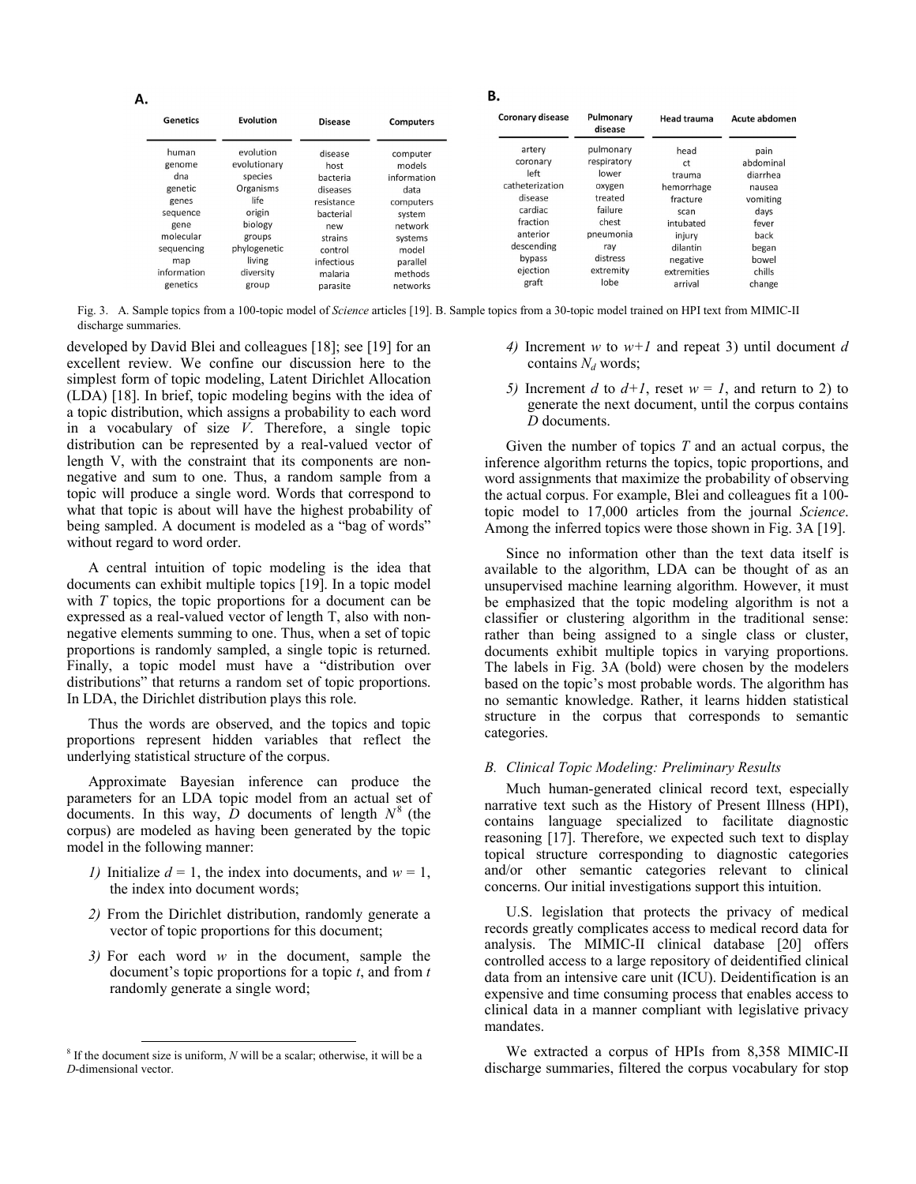**A.**

| Genetics | Evolution | Disease | Computers |
| --- | --- | --- | --- |
| human | evolution | disease | computer |
| genome | evolutionary | host | models |
| dna | species | bacteria | information |
| genetic | Organisms | diseases | data |
| genes | life | resistance | computers |
| sequence | origin | bacterial | system |
| gene | biology | new | network |
| molecular | groups | strains | systems |
| sequencing | phylogenetic | control | model |
| map | living | infectious | parallel |
| information | diversity | malaria | methods |
| genetics | group | parasite | networks |

**B.**

| Coronary disease | Pulmonary disease | Head trauma | Acute abdomen |
| --- | --- | --- | --- |
| artery | pulmonary | head | pain |
| coronary | respiratory | ct | abdominal |
| left | lower | trauma | diarrhea |
| catheterization | oxygen | hemorrhage | nausea |
| disease | treated | fracture | vomiting |
| cardiac | failure | scan | days |
| fraction | chest | intubated | fever |
| anterior | pneumonia | injury | back |
| descending | ray | dilantin | began |
| bypass | distress | negative | bowel |
| ejection | extremity | extremities | chills |
| graft | lobe | arrival | change |

Fig. 3. A. Sample topics from a 100-topic model of *Science* articles [19]. B. Sample topics from a 30-topic model trained on HPI text from MIMIC-II discharge summaries.

developed by David Blei and colleagues [18]; see [19] for an excellent review. We confine our discussion here to the simplest form of topic modeling, Latent Dirichlet Allocation (LDA) [18]. In brief, topic modeling begins with the idea of a topic distribution, which assigns a probability to each word in a vocabulary of size $V$. Therefore, a single topic distribution can be represented by a real-valued vector of length V, with the constraint that its components are non-negative and sum to one. Thus, a random sample from a topic will produce a single word. Words that correspond to what that topic is about will have the highest probability of being sampled. A document is modeled as a "bag of words" without regard to word order.

A central intuition of topic modeling is the idea that documents can exhibit multiple topics [19]. In a topic model with $T$ topics, the topic proportions for a document can be expressed as a real-valued vector of length T, also with non-negative elements summing to one. Thus, when a set of topic proportions is randomly sampled, a single topic is returned. Finally, a topic model must have a "distribution over distributions" that returns a random set of topic proportions. In LDA, the Dirichlet distribution plays this role.

Thus the words are observed, and the topics and topic proportions represent hidden variables that reflect the underlying statistical structure of the corpus.

Approximate Bayesian inference can produce the parameters for an LDA topic model from an actual set of documents. In this way, $D$ documents of length $N$[8] (the corpus) are modeled as having been generated by the topic model in the following manner:

1) Initialize $d = 1$, the index into documents, and $w = 1$, the index into document words;

2) From the Dirichlet distribution, randomly generate a vector of topic proportions for this document;

3) For each word $w$ in the document, sample the document's topic proportions for a topic $t$, and from $t$ randomly generate a single word;

4) Increment $w$ to $w+1$ and repeat 3) until document $d$ contains $N_d$ words;

5) Increment $d$ to $d+1$, reset $w = 1$, and return to 2) to generate the next document, until the corpus contains $D$ documents.

[8] If the document size is uniform, $N$ will be a scalar; otherwise, it will be a $D$-dimensional vector.

Given the number of topics $T$ and an actual corpus, the inference algorithm returns the topics, topic proportions, and word assignments that maximize the probability of observing the actual corpus. For example, Blei and colleagues fit a 100-topic model to 17,000 articles from the journal *Science*. Among the inferred topics were those shown in Fig. 3A [19].

Since no information other than the text data itself is available to the algorithm, LDA can be thought of as an unsupervised machine learning algorithm. However, it must be emphasized that the topic modeling algorithm is not a classifier or clustering algorithm in the traditional sense: rather than being assigned to a single class or cluster, documents exhibit multiple topics in varying proportions. The labels in Fig. 3A (bold) were chosen by the modelers based on the topic's most probable words. The algorithm has no semantic knowledge. Rather, it learns hidden statistical structure in the corpus that corresponds to semantic categories.

### *B. Clinical Topic Modeling: Preliminary Results*

Much human-generated clinical record text, especially narrative text such as the History of Present Illness (HPI), contains language specialized to facilitate diagnostic reasoning [17]. Therefore, we expected such text to display topical structure corresponding to diagnostic categories and/or other semantic categories relevant to clinical concerns. Our initial investigations support this intuition.

U.S. legislation that protects the privacy of medical records greatly complicates access to medical record data for analysis. The MIMIC-II clinical database [20] offers controlled access to a large repository of deidentified clinical data from an intensive care unit (ICU). Deidentification is an expensive and time consuming process that enables access to clinical data in a manner compliant with legislative privacy mandates.

We extracted a corpus of HPIs from 8,358 MIMIC-II discharge summaries, filtered the corpus vocabulary for stop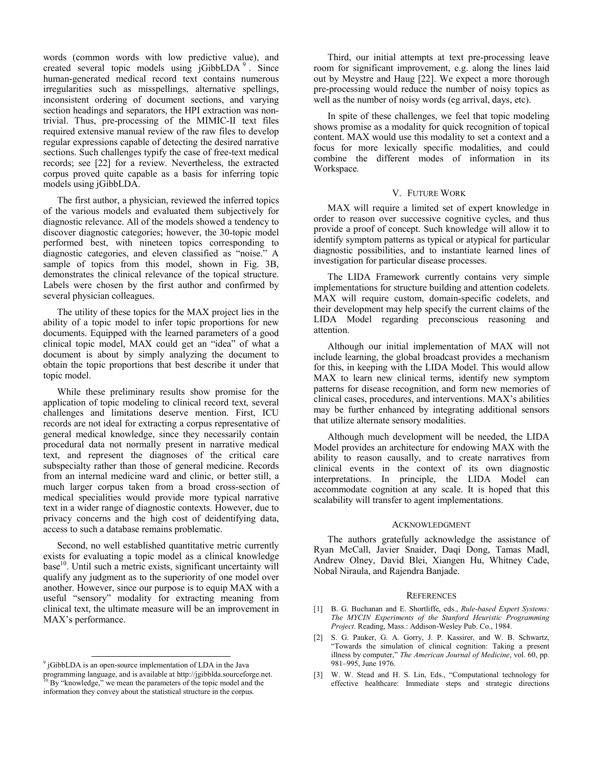words (common words with low predictive value), and created several topic models using jGibbLDA[9]. Since human-generated medical record text contains numerous irregularities such as misspellings, alternative spellings, inconsistent ordering of document sections, and varying section headings and separators, the HPI extraction was non-trivial. Thus, pre-processing of the MIMIC-II text files required extensive manual review of the raw files to develop regular expressions capable of detecting the desired narrative sections. Such challenges typify the case of free-text medical records; see [22] for a review. Nevertheless, the extracted corpus proved quite capable as a basis for inferring topic models using jGibbLDA.

The first author, a physician, reviewed the inferred topics of the various models and evaluated them subjectively for diagnostic relevance. All of the models showed a tendency to discover diagnostic categories; however, the 30-topic model performed best, with nineteen topics corresponding to diagnostic categories, and eleven classified as "noise." A sample of topics from this model, shown in Fig. 3B, demonstrates the clinical relevance of the topical structure. Labels were chosen by the first author and confirmed by several physician colleagues.

The utility of these topics for the MAX project lies in the ability of a topic model to infer topic proportions for new documents. Equipped with the learned parameters of a good clinical topic model, MAX could get an "idea" of what a document is about by simply analyzing the document to obtain the topic proportions that best describe it under that topic model.

While these preliminary results show promise for the application of topic modeling to clinical record text, several challenges and limitations deserve mention. First, ICU records are not ideal for extracting a corpus representative of general medical knowledge, since they necessarily contain procedural data not normally present in narrative medical text, and represent the diagnoses of the critical care subspecialty rather than those of general medicine. Records from an internal medicine ward and clinic, or better still, a much larger corpus taken from a broad cross-section of medical specialities would provide more typical narrative text in a wider range of diagnostic contexts. However, due to privacy concerns and the high cost of deidentifying data, access to such a database remains problematic.

Second, no well established quantitative metric currently exists for evaluating a topic model as a clinical knowledge base[10]. Until such a metric exists, significant uncertainty will qualify any judgment as to the superiority of one model over another. However, since our purpose is to equip MAX with a useful "sensory" modality for extracting meaning from clinical text, the ultimate measure will be an improvement in MAX's performance.

Third, our initial attempts at text pre-processing leave room for significant improvement, e.g. along the lines laid out by Meystre and Haug [22]. We expect a more thorough pre-processing would reduce the number of noisy topics as well as the number of noisy words (eg arrival, days, etc).

In spite of these challenges, we feel that topic modeling shows promise as a modality for quick recognition of topical content. MAX would use this modality to set a context and a focus for more lexically specific modalities, and could combine the different modes of information in its Workspace.

## V. Future Work

MAX will require a limited set of expert knowledge in order to reason over successive cognitive cycles, and thus provide a proof of concept. Such knowledge will allow it to identify symptom patterns as typical or atypical for particular diagnostic possibilities, and to instantiate learned lines of investigation for particular disease processes.

The LIDA Framework currently contains very simple implementations for structure building and attention codelets. MAX will require custom, domain-specific codelets, and their development may help specify the current claims of the LIDA Model regarding preconscious reasoning and attention.

Although our initial implementation of MAX will not include learning, the global broadcast provides a mechanism for this, in keeping with the LIDA Model. This would allow MAX to learn new clinical terms, identify new symptom patterns for disease recognition, and form new memories of clinical cases, procedures, and interventions. MAX's abilities may be further enhanced by integrating additional sensors that utilize alternate sensory modalities.

Although much development will be needed, the LIDA Model provides an architecture for endowing MAX with the ability to reason causally, and to create narratives from clinical events in the context of its own diagnostic interpretations. In principle, the LIDA Model can accommodate cognition at any scale. It is hoped that this scalability will transfer to agent implementations.

## Acknowledgment

The authors gratefully acknowledge the assistance of Ryan McCall, Javier Snaider, Daqi Dong, Tamas Madl, Andrew Olney, David Blei, Xiangen Hu, Whitney Cade, Nobal Niraula, and Rajendra Banjade.

## References

[1] B. G. Buchanan and E. Shortliffe, eds., *Rule-based Expert Systems: The MYCIN Experiments of the Stanford Heuristic Programming Project*. Reading, Mass.: Addison-Wesley Pub. Co., 1984.

[2] S. G. Pauker, G. A. Gorry, J. P. Kassirer, and W. B. Schwartz, "Towards the simulation of clinical cognition: Taking a present illness by computer," *The American Journal of Medicine*, vol. 60, pp. 981–995, June 1976.

[3] W. W. Stead and H. S. Lin, Eds., "Computational technology for effective healthcare: Immediate steps and strategic directions

[9] jGibbLDA is an open-source implementation of LDA in the Java programming language, and is available at http://jgibblda.sourceforge.net.

[10] By "knowledge," we mean the parameters of the topic model and the information they convey about the statistical structure in the corpus.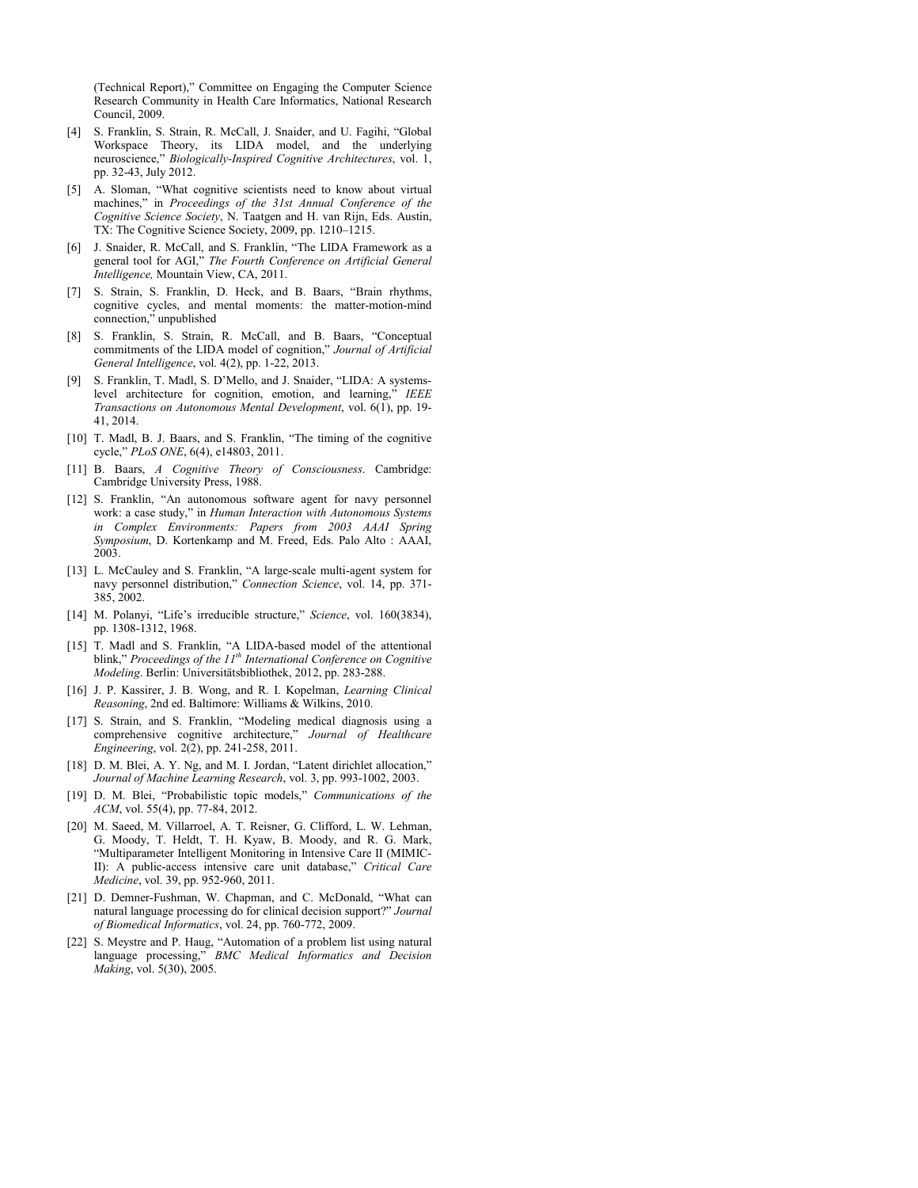(Technical Report)," Committee on Engaging the Computer Science Research Community in Health Care Informatics, National Research Council, 2009.

[4] S. Franklin, S. Strain, R. McCall, J. Snaider, and U. Fagihi, "Global Workspace Theory, its LIDA model, and the underlying neuroscience," *Biologically-Inspired Cognitive Architectures*, vol. 1, pp. 32-43, July 2012.

[5] A. Sloman, "What cognitive scientists need to know about virtual machines," in *Proceedings of the 31st Annual Conference of the Cognitive Science Society*, N. Taatgen and H. van Rijn, Eds. Austin, TX: The Cognitive Science Society, 2009, pp. 1210–1215.

[6] J. Snaider, R. McCall, and S. Franklin, "The LIDA Framework as a general tool for AGI," *The Fourth Conference on Artificial General Intelligence,* Mountain View, CA, 2011.

[7] S. Strain, S. Franklin, D. Heck, and B. Baars, "Brain rhythms, cognitive cycles, and mental moments: the matter-motion-mind connection," unpublished

[8] S. Franklin, S. Strain, R. McCall, and B. Baars, "Conceptual commitments of the LIDA model of cognition," *Journal of Artificial General Intelligence*, vol. 4(2), pp. 1-22, 2013.

[9] S. Franklin, T. Madl, S. D'Mello, and J. Snaider, "LIDA: A systems-level architecture for cognition, emotion, and learning," *IEEE Transactions on Autonomous Mental Development*, vol. 6(1), pp. 19-41, 2014.

[10] T. Madl, B. J. Baars, and S. Franklin, "The timing of the cognitive cycle," *PLoS ONE*, 6(4), e14803, 2011.

[11] B. Baars, *A Cognitive Theory of Consciousness*. Cambridge: Cambridge University Press, 1988.

[12] S. Franklin, "An autonomous software agent for navy personnel work: a case study," in *Human Interaction with Autonomous Systems in Complex Environments: Papers from 2003 AAAI Spring Symposium*, D. Kortenkamp and M. Freed, Eds. Palo Alto : AAAI, 2003.

[13] L. McCauley and S. Franklin, "A large-scale multi-agent system for navy personnel distribution," *Connection Science*, vol. 14, pp. 371-385, 2002.

[14] M. Polanyi, "Life's irreducible structure," *Science*, vol. 160(3834), pp. 1308-1312, 1968.

[15] T. Madl and S. Franklin, "A LIDA-based model of the attentional blink," *Proceedings of the 11th International Conference on Cognitive Modeling*. Berlin: Universitätsbibliothek, 2012, pp. 283-288.

[16] J. P. Kassirer, J. B. Wong, and R. I. Kopelman, *Learning Clinical Reasoning*, 2nd ed. Baltimore: Williams & Wilkins, 2010.

[17] S. Strain, and S. Franklin, "Modeling medical diagnosis using a comprehensive cognitive architecture," *Journal of Healthcare Engineering*, vol. 2(2), pp. 241-258, 2011.

[18] D. M. Blei, A. Y. Ng, and M. I. Jordan, "Latent dirichlet allocation," *Journal of Machine Learning Research*, vol. 3, pp. 993-1002, 2003.

[19] D. M. Blei, "Probabilistic topic models," *Communications of the ACM*, vol. 55(4), pp. 77-84, 2012.

[20] M. Saeed, M. Villarroel, A. T. Reisner, G. Clifford, L. W. Lehman, G. Moody, T. Heldt, T. H. Kyaw, B. Moody, and R. G. Mark, "Multiparameter Intelligent Monitoring in Intensive Care II (MIMIC-II): A public-access intensive care unit database," *Critical Care Medicine*, vol. 39, pp. 952-960, 2011.

[21] D. Demner-Fushman, W. Chapman, and C. McDonald, "What can natural language processing do for clinical decision support?" *Journal of Biomedical Informatics*, vol. 24, pp. 760-772, 2009.

[22] S. Meystre and P. Haug, "Automation of a problem list using natural language processing," *BMC Medical Informatics and Decision Making*, vol. 5(30), 2005.